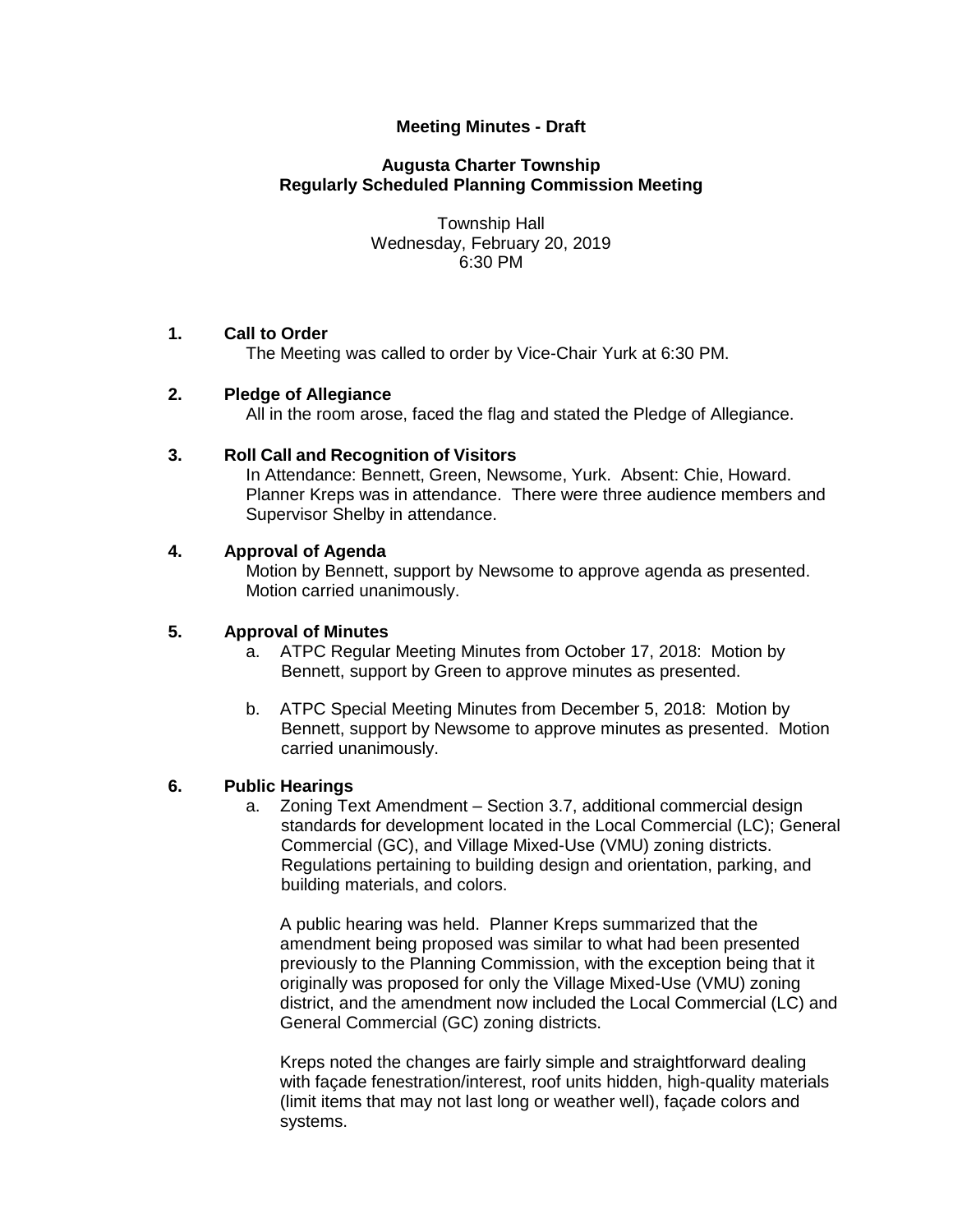**Meeting Minutes - Draft**

**Augusta Charter Township**
**Regularly Scheduled Planning Commission Meeting**

Township Hall
Wednesday, February 20, 2019
6:30 PM

**1. Call to Order**

The Meeting was called to order by Vice-Chair Yurk at 6:30 PM.

**2. Pledge of Allegiance**

All in the room arose, faced the flag and stated the Pledge of Allegiance.

**3. Roll Call and Recognition of Visitors**

In Attendance: Bennett, Green, Newsome, Yurk. Absent: Chie, Howard. Planner Kreps was in attendance. There were three audience members and Supervisor Shelby in attendance.

**4. Approval of Agenda**

Motion by Bennett, support by Newsome to approve agenda as presented. Motion carried unanimously.

**5. Approval of Minutes**

a. ATPC Regular Meeting Minutes from October 17, 2018: Motion by Bennett, support by Green to approve minutes as presented.

b. ATPC Special Meeting Minutes from December 5, 2018: Motion by Bennett, support by Newsome to approve minutes as presented. Motion carried unanimously.

**6. Public Hearings**

a. Zoning Text Amendment – Section 3.7, additional commercial design standards for development located in the Local Commercial (LC); General Commercial (GC), and Village Mixed-Use (VMU) zoning districts. Regulations pertaining to building design and orientation, parking, and building materials, and colors.

A public hearing was held. Planner Kreps summarized that the amendment being proposed was similar to what had been presented previously to the Planning Commission, with the exception being that it originally was proposed for only the Village Mixed-Use (VMU) zoning district, and the amendment now included the Local Commercial (LC) and General Commercial (GC) zoning districts.

Kreps noted the changes are fairly simple and straightforward dealing with façade fenestration/interest, roof units hidden, high-quality materials (limit items that may not last long or weather well), façade colors and systems.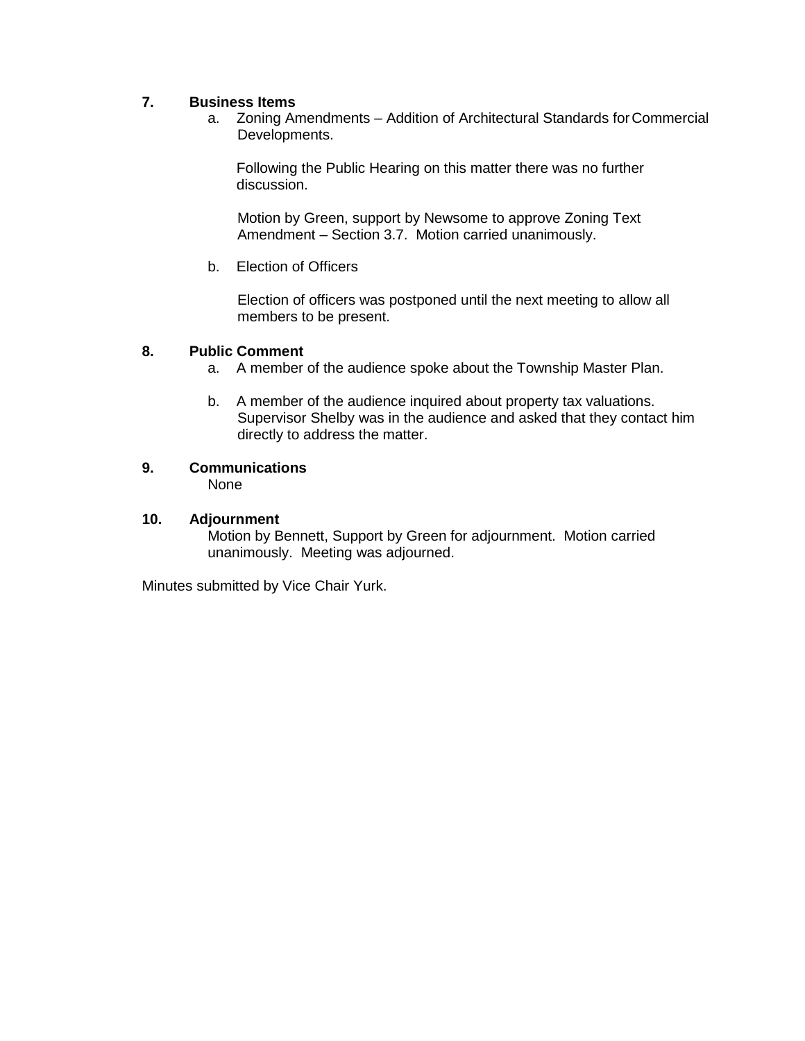**7. Business Items**

a. Zoning Amendments – Addition of Architectural Standards for Commercial Developments.

Following the Public Hearing on this matter there was no further discussion.

Motion by Green, support by Newsome to approve Zoning Text Amendment – Section 3.7. Motion carried unanimously.

b. Election of Officers

Election of officers was postponed until the next meeting to allow all members to be present.

**8. Public Comment**

a. A member of the audience spoke about the Township Master Plan.

b. A member of the audience inquired about property tax valuations. Supervisor Shelby was in the audience and asked that they contact him directly to address the matter.

**9. Communications**

None

**10. Adjournment**

Motion by Bennett, Support by Green for adjournment. Motion carried unanimously. Meeting was adjourned.

Minutes submitted by Vice Chair Yurk.